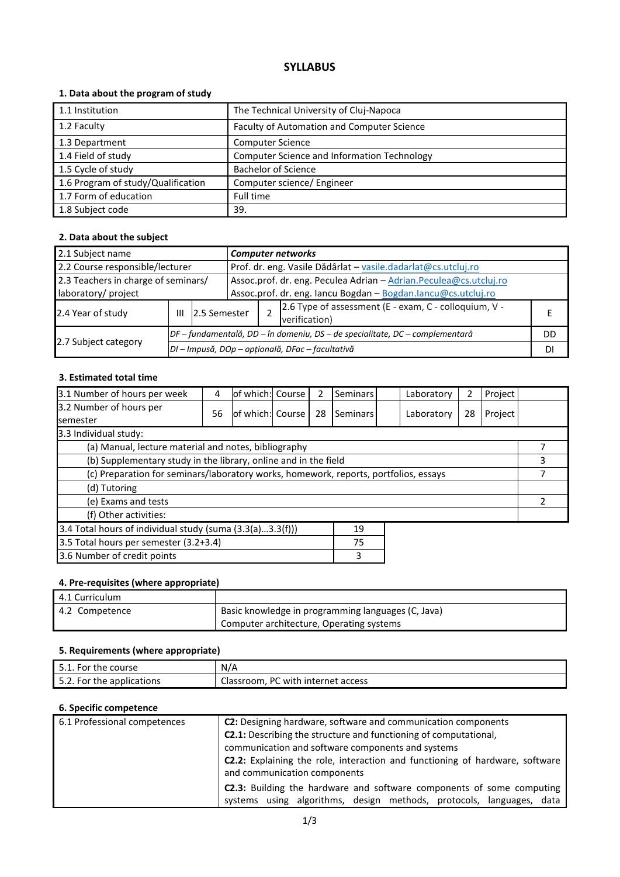# SYLLABUS

## 1. Data about the program of study

| | |
|---|---|
| 1.1 Institution | The Technical University of Cluj-Napoca |
| 1.2 Faculty | Faculty of Automation and Computer Science |
| 1.3 Department | Computer Science |
| 1.4 Field of study | Computer Science and Information Technology |
| 1.5 Cycle of study | Bachelor of Science |
| 1.6 Program of study/Qualification | Computer science/ Engineer |
| 1.7 Form of education | Full time |
| 1.8 Subject code | 39. |

## 2. Data about the subject

| | | | | | |
|---|---|---|---|---|---|
| 2.1 Subject name | | ***Computer networks*** | | | |
| 2.2 Course responsible/lecturer | | Prof. dr. eng. Vasile Dădârlat – vasile.dadarlat@cs.utcluj.ro | | | |
| 2.3 Teachers in charge of seminars/ laboratory/ project | | Assoc.prof. dr. eng. Peculea Adrian – Adrian.Peculea@cs.utcluj.ro<br>Assoc.prof. dr. eng. Iancu Bogdan – Bogdan.Iancu@cs.utcluj.ro | | | |
| 2.4 Year of study | III | 2.5 Semester | 2 | 2.6 Type of assessment (E - exam, C - colloquium, V - verification) | E |
| 2.7 Subject category | *DF – fundamentală, DD – în domeniu, DS – de specialitate, DC – complementară* | | | | DD |
| | *DI – Impusă, DOp – opțională, DFac – facultativă* | | | | DI |

## 3. Estimated total time

| | | | | | | | | | | |
|---|---|---|---|---|---|---|---|---|---|---|
| 3.1 Number of hours per week | 4 | of which: | Course | 2 | Seminars | | Laboratory | 2 | Project | |
| 3.2 Number of hours per semester | 56 | of which: | Course | 28 | Seminars | | Laboratory | 28 | Project | |

| | |
|---|---|
| 3.3 Individual study: | |
| (a) Manual, lecture material and notes, bibliography | 7 |
| (b) Supplementary study in the library, online and in the field | 3 |
| (c) Preparation for seminars/laboratory works, homework, reports, portfolios, essays | 7 |
| (d) Tutoring | |
| (e) Exams and tests | 2 |
| (f) Other activities: | |

| | |
|---|---|
| 3.4 Total hours of individual study (suma (3.3(a)...3.3(f))) | 19 |
| 3.5 Total hours per semester (3.2+3.4) | 75 |
| 3.6 Number of credit points | 3 |

## 4. Pre-requisites (where appropriate)

| | |
|---|---|
| 4.1 Curriculum | |
| 4.2 Competence | Basic knowledge in programming languages (C, Java)<br>Computer architecture, Operating systems |

## 5. Requirements (where appropriate)

| | |
|---|---|
| 5.1. For the course | N/A |
| 5.2. For the applications | Classroom, PC with internet access |

## 6. Specific competence

| | |
|---|---|
| 6.1 Professional competences | **C2:** Designing hardware, software and communication components<br>**C2.1:** Describing the structure and functioning of computational, communication and software components and systems<br>**C2.2:** Explaining the role, interaction and functioning of hardware, software and communication components<br>**C2.3:** Building the hardware and software components of some computing systems using algorithms, design methods, protocols, languages, data |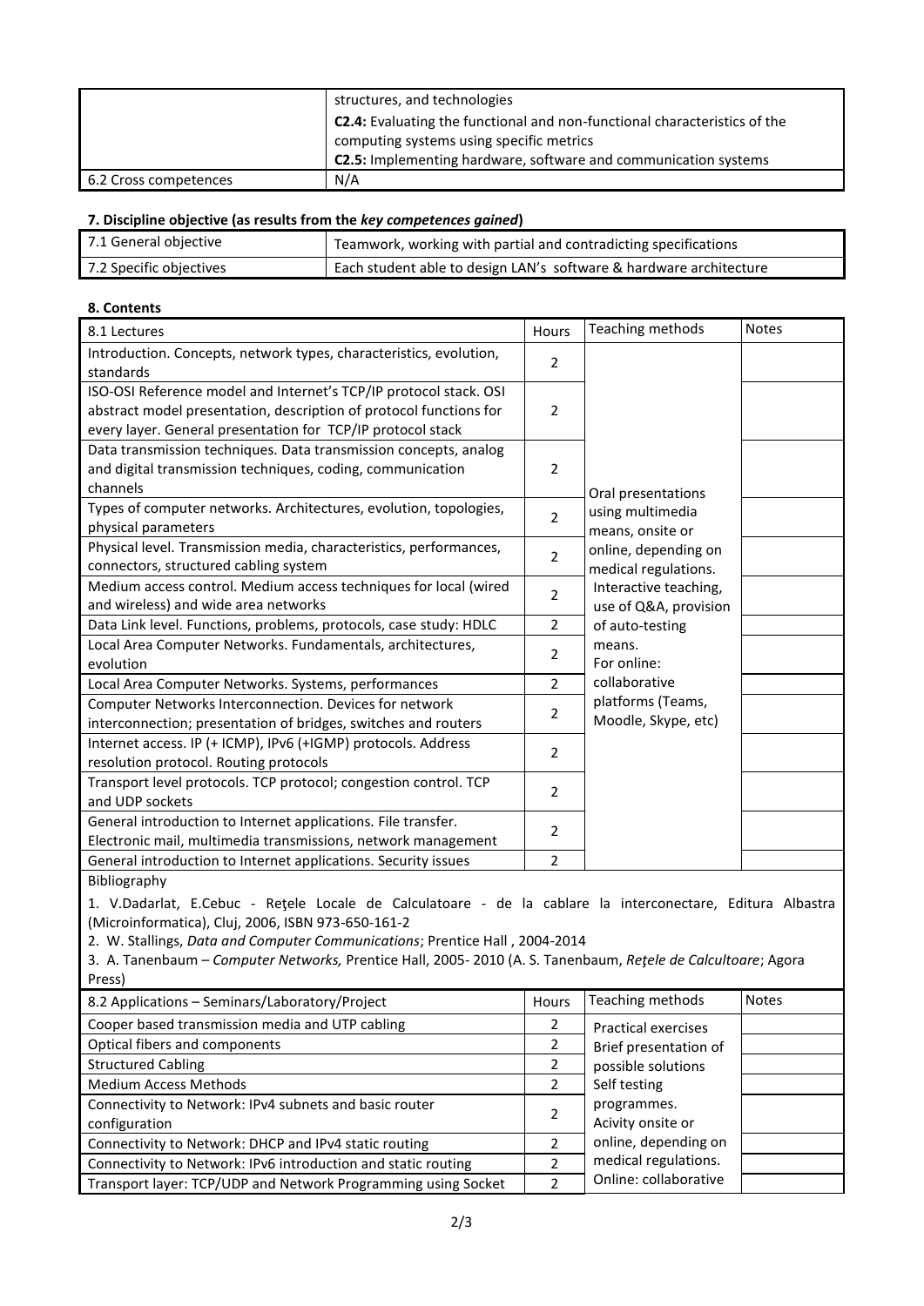|  | structures, and technologies<br>**C2.4:** Evaluating the functional and non-functional characteristics of the computing systems using specific metrics<br>**C2.5:** Implementing hardware, software and communication systems |
|---|---|
| 6.2 Cross competences | N/A |

### 7. Discipline objective (as results from the *key competences gained*)

| 7.1 General objective | Teamwork, working with partial and contradicting specifications |
|---|---|
| 7.2 Specific objectives | Each student able to design LAN's software & hardware architecture |

### 8. Contents

| 8.1 Lectures | Hours | Teaching methods | Notes |
|---|---|---|---|
| Introduction. Concepts, network types, characteristics, evolution, standards | 2 | Oral presentations using multimedia means, onsite or online, depending on medical regulations. Interactive teaching, use of Q&A, provision of auto-testing means. For online: collaborative platforms (Teams, Moodle, Skype, etc) | |
| ISO-OSI Reference model and Internet's TCP/IP protocol stack. OSI abstract model presentation, description of protocol functions for every layer. General presentation for TCP/IP protocol stack | 2 | | |
| Data transmission techniques. Data transmission concepts, analog and digital transmission techniques, coding, communication channels | 2 | | |
| Types of computer networks. Architectures, evolution, topologies, physical parameters | 2 | | |
| Physical level. Transmission media, characteristics, performances, connectors, structured cabling system | 2 | | |
| Medium access control. Medium access techniques for local (wired and wireless) and wide area networks | 2 | | |
| Data Link level. Functions, problems, protocols, case study: HDLC | 2 | | |
| Local Area Computer Networks. Fundamentals, architectures, evolution | 2 | | |
| Local Area Computer Networks. Systems, performances | 2 | | |
| Computer Networks Interconnection. Devices for network interconnection; presentation of bridges, switches and routers | 2 | | |
| Internet access. IP (+ ICMP), IPv6 (+IGMP) protocols. Address resolution protocol. Routing protocols | 2 | | |
| Transport level protocols. TCP protocol; congestion control. TCP and UDP sockets | 2 | | |
| General introduction to Internet applications. File transfer. Electronic mail, multimedia transmissions, network management | 2 | | |
| General introduction to Internet applications. Security issues | 2 | | |

Bibliography

1. V.Dadarlat, E.Cebuc - Reţele Locale de Calculatoare - de la cablare la interconectare, Editura Albastra (Microinformatica), Cluj, 2006, ISBN 973-650-161-2
2. W. Stallings, *Data and Computer Communications*; Prentice Hall , 2004-2014
3. A. Tanenbaum – *Computer Networks,* Prentice Hall, 2005- 2010 (A. S. Tanenbaum, *Reţele de Calcultoare*; Agora Press)

| 8.2 Applications – Seminars/Laboratory/Project | Hours | Teaching methods | Notes |
|---|---|---|---|
| Cooper based transmission media and UTP cabling | 2 | Practical exercises Brief presentation of possible solutions Self testing programmes. Acivity onsite or online, depending on medical regulations. Online: collaborative | |
| Optical fibers and components | 2 | | |
| Structured Cabling | 2 | | |
| Medium Access Methods | 2 | | |
| Connectivity to Network: IPv4 subnets and basic router configuration | 2 | | |
| Connectivity to Network: DHCP and IPv4 static routing | 2 | | |
| Connectivity to Network: IPv6 introduction and static routing | 2 | | |
| Transport layer: TCP/UDP and Network Programming using Socket | 2 | | |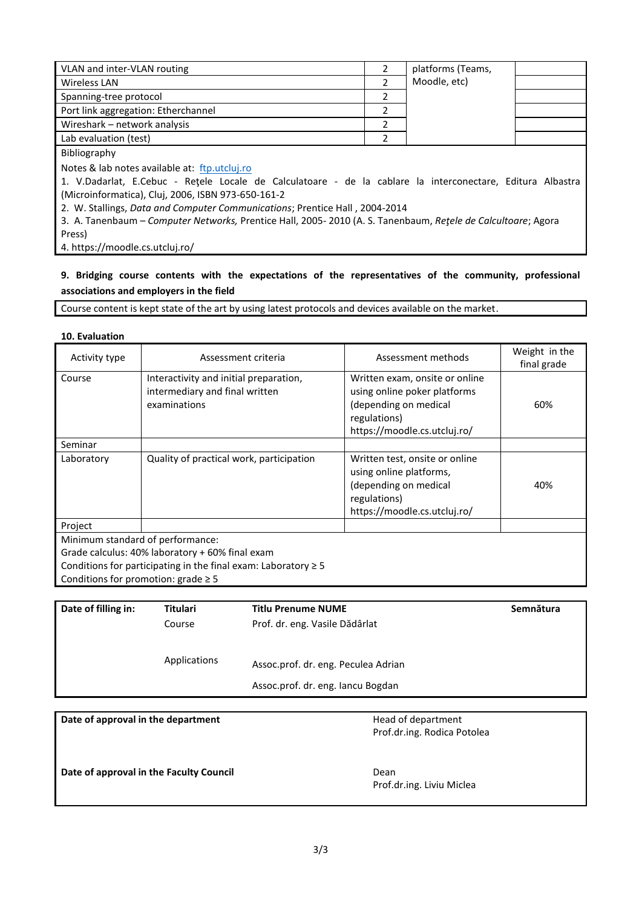| | | | |
|---|---|---|---|
| VLAN and inter-VLAN routing | 2 | platforms (Teams, Moodle, etc) | |
| Wireless LAN | 2 | | |
| Spanning-tree protocol | 2 | | |
| Port link aggregation: Etherchannel | 2 | | |
| Wireshark – network analysis | 2 | | |
| Lab evaluation (test) | 2 | | |

Bibliography

Notes & lab notes available at: [ftp.utcluj.ro](ftp.utcluj.ro)

1. V.Dadarlat, E.Cebuc - Reţele Locale de Calculatoare - de la cablare la interconectare, Editura Albastra (Microinformatica), Cluj, 2006, ISBN 973-650-161-2
2. W. Stallings, *Data and Computer Communications*; Prentice Hall , 2004-2014
3. A. Tanenbaum – *Computer Networks,* Prentice Hall, 2005- 2010 (A. S. Tanenbaum, *Reţele de Calcultoare*; Agora Press)
4. https://moodle.cs.utcluj.ro/

**9. Bridging course contents with the expectations of the representatives of the community, professional associations and employers in the field**

Course content is kept state of the art by using latest protocols and devices available on the market.

**10. Evaluation**

| Activity type | Assessment criteria | Assessment methods | Weight in the final grade |
|---|---|---|---|
| Course | Interactivity and initial preparation, intermediary and final written examinations | Written exam, onsite or online using online poker platforms (depending on medical regulations) https://moodle.cs.utcluj.ro/ | 60% |
| Seminar | | | |
| Laboratory | Quality of practical work, participation | Written test, onsite or online using online platforms, (depending on medical regulations) https://moodle.cs.utcluj.ro/ | 40% |
| Project | | | |

Minimum standard of performance:
Grade calculus: 40% laboratory + 60% final exam
Conditions for participating in the final exam: Laboratory ≥ 5
Conditions for promotion: grade ≥ 5

| Date of filling in: | Titulari | Titlu Prenume NUME | Semnătura |
|---|---|---|---|
| | Course | Prof. dr. eng. Vasile Dădârlat | |
| | Applications | Assoc.prof. dr. eng. Peculea Adrian | |
| | | Assoc.prof. dr. eng. Iancu Bogdan | |

| | |
|---|---|
| **Date of approval in the department** | Head of department<br>Prof.dr.ing. Rodica Potolea |
| **Date of approval in the Faculty Council** | Dean<br>Prof.dr.ing. Liviu Miclea |